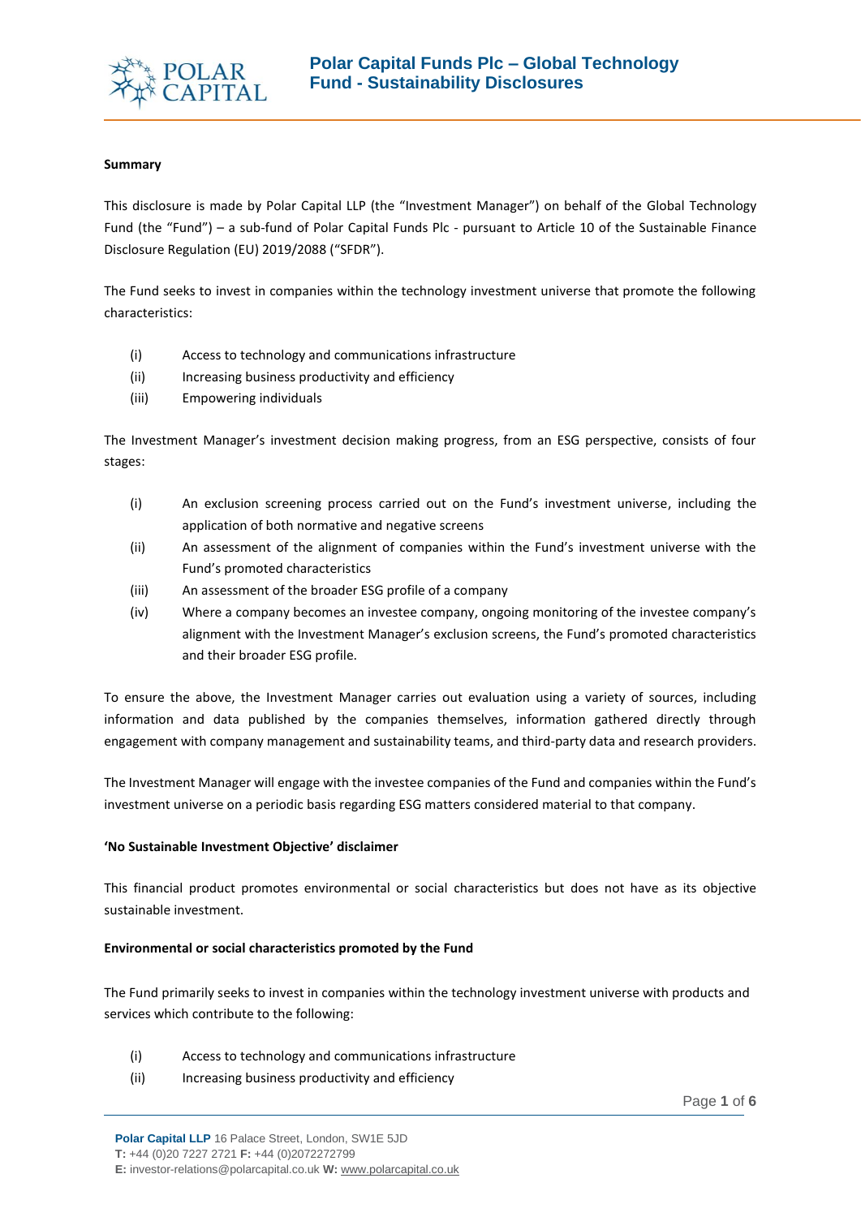# Polar Capital Funds Plc – Global Technology Fund - Sustainability Disclosures

**Summary**

This disclosure is made by Polar Capital LLP (the "Investment Manager") on behalf of the Global Technology Fund (the "Fund") – a sub-fund of Polar Capital Funds Plc - pursuant to Article 10 of the Sustainable Finance Disclosure Regulation (EU) 2019/2088 ("SFDR").

The Fund seeks to invest in companies within the technology investment universe that promote the following characteristics:

(i) Access to technology and communications infrastructure
(ii) Increasing business productivity and efficiency
(iii) Empowering individuals

The Investment Manager's investment decision making progress, from an ESG perspective, consists of four stages:

(i) An exclusion screening process carried out on the Fund's investment universe, including the application of both normative and negative screens
(ii) An assessment of the alignment of companies within the Fund's investment universe with the Fund's promoted characteristics
(iii) An assessment of the broader ESG profile of a company
(iv) Where a company becomes an investee company, ongoing monitoring of the investee company's alignment with the Investment Manager's exclusion screens, the Fund's promoted characteristics and their broader ESG profile.

To ensure the above, the Investment Manager carries out evaluation using a variety of sources, including information and data published by the companies themselves, information gathered directly through engagement with company management and sustainability teams, and third-party data and research providers.

The Investment Manager will engage with the investee companies of the Fund and companies within the Fund's investment universe on a periodic basis regarding ESG matters considered material to that company.

**'No Sustainable Investment Objective' disclaimer**

This financial product promotes environmental or social characteristics but does not have as its objective sustainable investment.

**Environmental or social characteristics promoted by the Fund**

The Fund primarily seeks to invest in companies within the technology investment universe with products and services which contribute to the following:

(i) Access to technology and communications infrastructure
(ii) Increasing business productivity and efficiency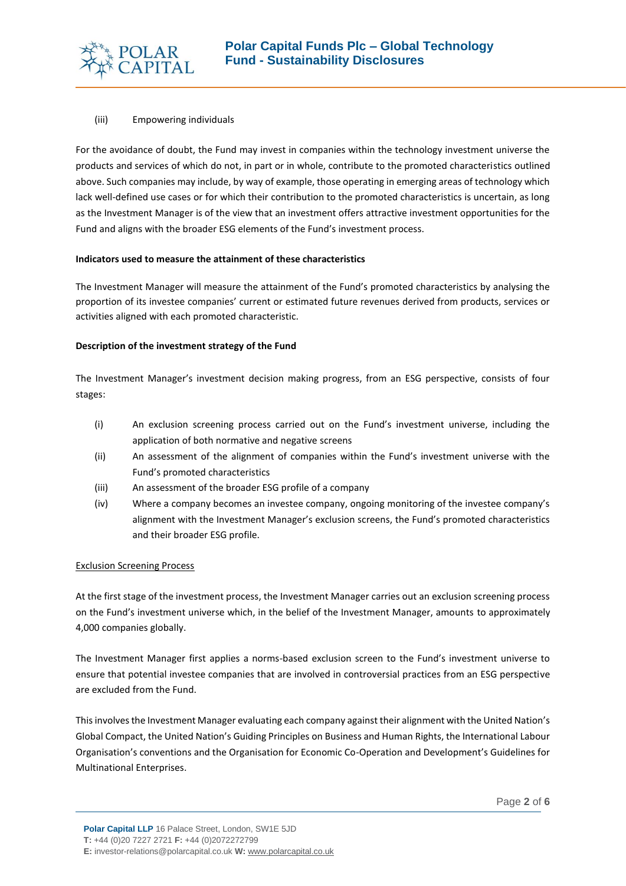(iii) Empowering individuals

For the avoidance of doubt, the Fund may invest in companies within the technology investment universe the products and services of which do not, in part or in whole, contribute to the promoted characteristics outlined above. Such companies may include, by way of example, those operating in emerging areas of technology which lack well-defined use cases or for which their contribution to the promoted characteristics is uncertain, as long as the Investment Manager is of the view that an investment offers attractive investment opportunities for the Fund and aligns with the broader ESG elements of the Fund's investment process.

**Indicators used to measure the attainment of these characteristics**

The Investment Manager will measure the attainment of the Fund's promoted characteristics by analysing the proportion of its investee companies' current or estimated future revenues derived from products, services or activities aligned with each promoted characteristic.

**Description of the investment strategy of the Fund**

The Investment Manager's investment decision making progress, from an ESG perspective, consists of four stages:

(i) An exclusion screening process carried out on the Fund's investment universe, including the application of both normative and negative screens

(ii) An assessment of the alignment of companies within the Fund's investment universe with the Fund's promoted characteristics

(iii) An assessment of the broader ESG profile of a company

(iv) Where a company becomes an investee company, ongoing monitoring of the investee company's alignment with the Investment Manager's exclusion screens, the Fund's promoted characteristics and their broader ESG profile.

<u>Exclusion Screening Process</u>

At the first stage of the investment process, the Investment Manager carries out an exclusion screening process on the Fund's investment universe which, in the belief of the Investment Manager, amounts to approximately 4,000 companies globally.

The Investment Manager first applies a norms-based exclusion screen to the Fund's investment universe to ensure that potential investee companies that are involved in controversial practices from an ESG perspective are excluded from the Fund.

This involves the Investment Manager evaluating each company against their alignment with the United Nation's Global Compact, the United Nation's Guiding Principles on Business and Human Rights, the International Labour Organisation's conventions and the Organisation for Economic Co-Operation and Development's Guidelines for Multinational Enterprises.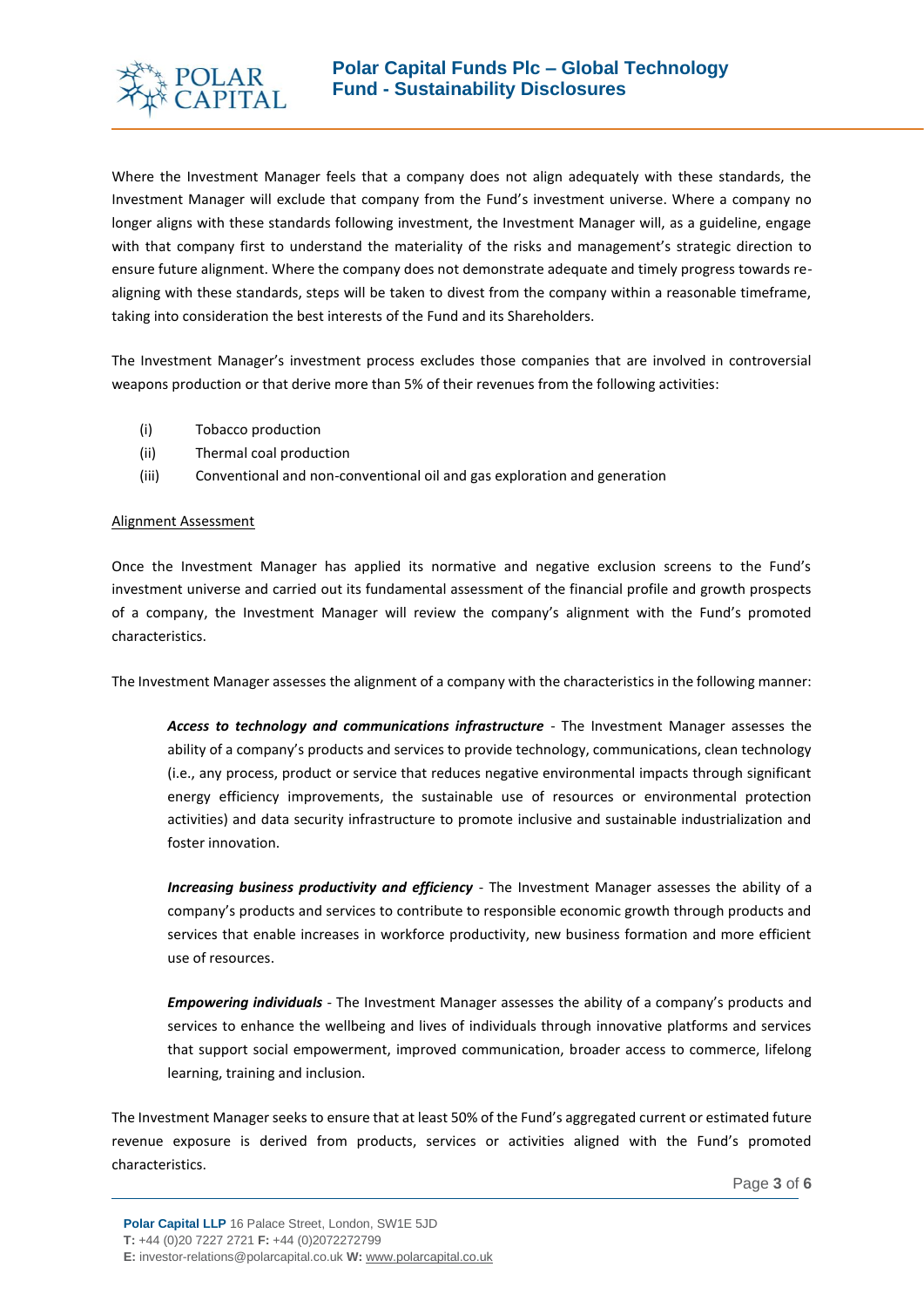Where the Investment Manager feels that a company does not align adequately with these standards, the Investment Manager will exclude that company from the Fund's investment universe. Where a company no longer aligns with these standards following investment, the Investment Manager will, as a guideline, engage with that company first to understand the materiality of the risks and management's strategic direction to ensure future alignment. Where the company does not demonstrate adequate and timely progress towards re-aligning with these standards, steps will be taken to divest from the company within a reasonable timeframe, taking into consideration the best interests of the Fund and its Shareholders.

The Investment Manager's investment process excludes those companies that are involved in controversial weapons production or that derive more than 5% of their revenues from the following activities:

- (i) Tobacco production
- (ii) Thermal coal production
- (iii) Conventional and non-conventional oil and gas exploration and generation

<u>Alignment Assessment</u>

Once the Investment Manager has applied its normative and negative exclusion screens to the Fund's investment universe and carried out its fundamental assessment of the financial profile and growth prospects of a company, the Investment Manager will review the company's alignment with the Fund's promoted characteristics.

The Investment Manager assesses the alignment of a company with the characteristics in the following manner:

> ***Access to technology and communications infrastructure*** - The Investment Manager assesses the ability of a company's products and services to provide technology, communications, clean technology (i.e., any process, product or service that reduces negative environmental impacts through significant energy efficiency improvements, the sustainable use of resources or environmental protection activities) and data security infrastructure to promote inclusive and sustainable industrialization and foster innovation.
>
> ***Increasing business productivity and efficiency*** - The Investment Manager assesses the ability of a company's products and services to contribute to responsible economic growth through products and services that enable increases in workforce productivity, new business formation and more efficient use of resources.
>
> ***Empowering individuals*** - The Investment Manager assesses the ability of a company's products and services to enhance the wellbeing and lives of individuals through innovative platforms and services that support social empowerment, improved communication, broader access to commerce, lifelong learning, training and inclusion.

The Investment Manager seeks to ensure that at least 50% of the Fund's aggregated current or estimated future revenue exposure is derived from products, services or activities aligned with the Fund's promoted characteristics.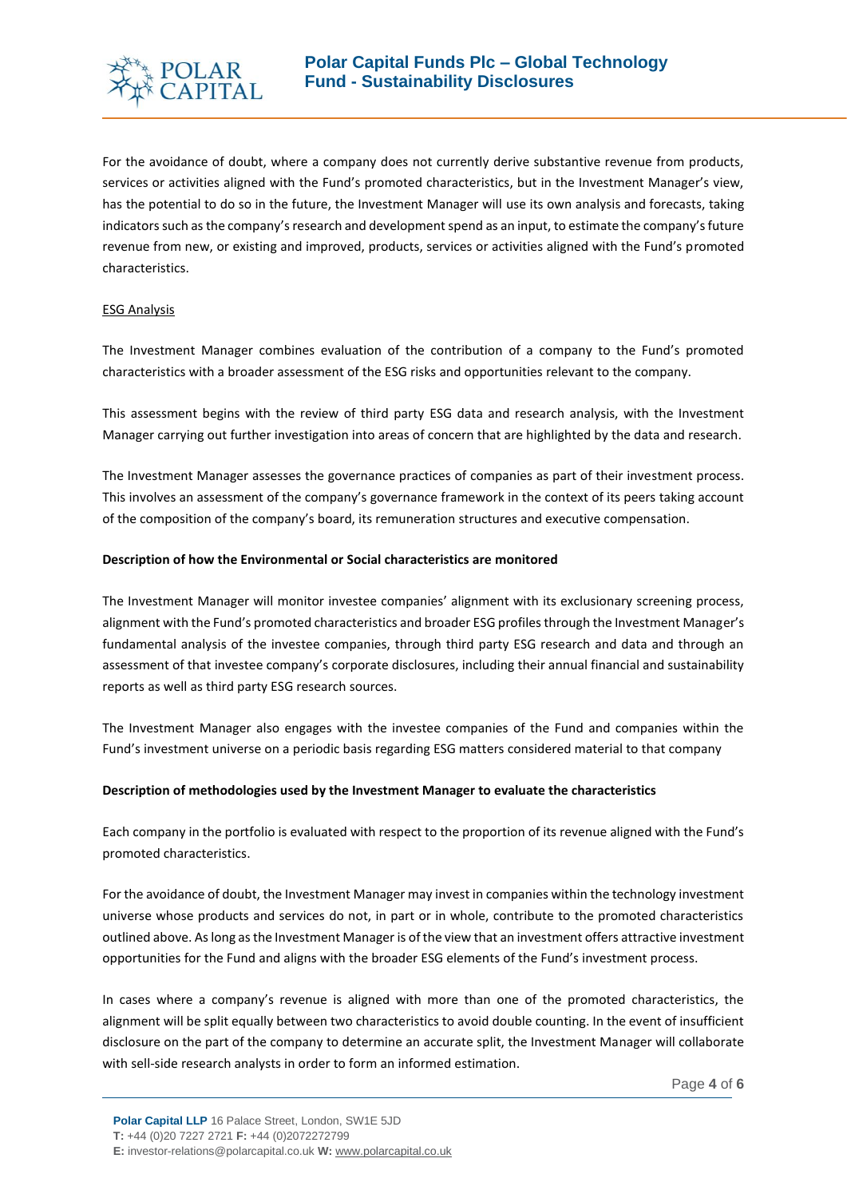For the avoidance of doubt, where a company does not currently derive substantive revenue from products, services or activities aligned with the Fund's promoted characteristics, but in the Investment Manager's view, has the potential to do so in the future, the Investment Manager will use its own analysis and forecasts, taking indicators such as the company's research and development spend as an input, to estimate the company's future revenue from new, or existing and improved, products, services or activities aligned with the Fund's promoted characteristics.

<u>ESG Analysis</u>

The Investment Manager combines evaluation of the contribution of a company to the Fund's promoted characteristics with a broader assessment of the ESG risks and opportunities relevant to the company.

This assessment begins with the review of third party ESG data and research analysis, with the Investment Manager carrying out further investigation into areas of concern that are highlighted by the data and research.

The Investment Manager assesses the governance practices of companies as part of their investment process. This involves an assessment of the company's governance framework in the context of its peers taking account of the composition of the company's board, its remuneration structures and executive compensation.

**Description of how the Environmental or Social characteristics are monitored**

The Investment Manager will monitor investee companies' alignment with its exclusionary screening process, alignment with the Fund's promoted characteristics and broader ESG profiles through the Investment Manager's fundamental analysis of the investee companies, through third party ESG research and data and through an assessment of that investee company's corporate disclosures, including their annual financial and sustainability reports as well as third party ESG research sources.

The Investment Manager also engages with the investee companies of the Fund and companies within the Fund's investment universe on a periodic basis regarding ESG matters considered material to that company

**Description of methodologies used by the Investment Manager to evaluate the characteristics**

Each company in the portfolio is evaluated with respect to the proportion of its revenue aligned with the Fund's promoted characteristics.

For the avoidance of doubt, the Investment Manager may invest in companies within the technology investment universe whose products and services do not, in part or in whole, contribute to the promoted characteristics outlined above. As long as the Investment Manager is of the view that an investment offers attractive investment opportunities for the Fund and aligns with the broader ESG elements of the Fund's investment process.

In cases where a company's revenue is aligned with more than one of the promoted characteristics, the alignment will be split equally between two characteristics to avoid double counting. In the event of insufficient disclosure on the part of the company to determine an accurate split, the Investment Manager will collaborate with sell-side research analysts in order to form an informed estimation.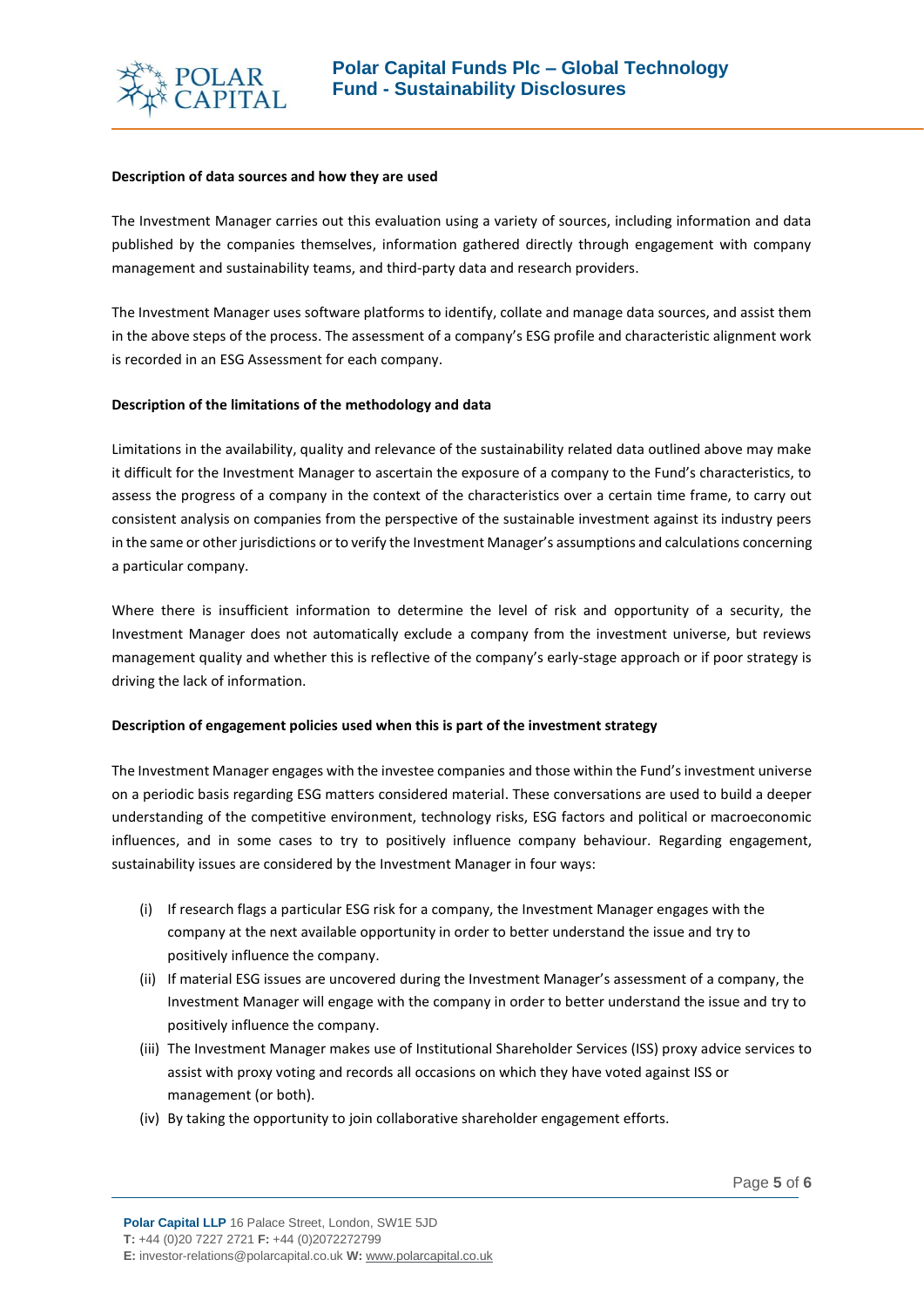**Description of data sources and how they are used**

The Investment Manager carries out this evaluation using a variety of sources, including information and data published by the companies themselves, information gathered directly through engagement with company management and sustainability teams, and third-party data and research providers.

The Investment Manager uses software platforms to identify, collate and manage data sources, and assist them in the above steps of the process. The assessment of a company's ESG profile and characteristic alignment work is recorded in an ESG Assessment for each company.

**Description of the limitations of the methodology and data**

Limitations in the availability, quality and relevance of the sustainability related data outlined above may make it difficult for the Investment Manager to ascertain the exposure of a company to the Fund's characteristics, to assess the progress of a company in the context of the characteristics over a certain time frame, to carry out consistent analysis on companies from the perspective of the sustainable investment against its industry peers in the same or other jurisdictions or to verify the Investment Manager's assumptions and calculations concerning a particular company.

Where there is insufficient information to determine the level of risk and opportunity of a security, the Investment Manager does not automatically exclude a company from the investment universe, but reviews management quality and whether this is reflective of the company's early-stage approach or if poor strategy is driving the lack of information.

**Description of engagement policies used when this is part of the investment strategy**

The Investment Manager engages with the investee companies and those within the Fund's investment universe on a periodic basis regarding ESG matters considered material. These conversations are used to build a deeper understanding of the competitive environment, technology risks, ESG factors and political or macroeconomic influences, and in some cases to try to positively influence company behaviour. Regarding engagement, sustainability issues are considered by the Investment Manager in four ways:

(i) If research flags a particular ESG risk for a company, the Investment Manager engages with the company at the next available opportunity in order to better understand the issue and try to positively influence the company.

(ii) If material ESG issues are uncovered during the Investment Manager's assessment of a company, the Investment Manager will engage with the company in order to better understand the issue and try to positively influence the company.

(iii) The Investment Manager makes use of Institutional Shareholder Services (ISS) proxy advice services to assist with proxy voting and records all occasions on which they have voted against ISS or management (or both).

(iv) By taking the opportunity to join collaborative shareholder engagement efforts.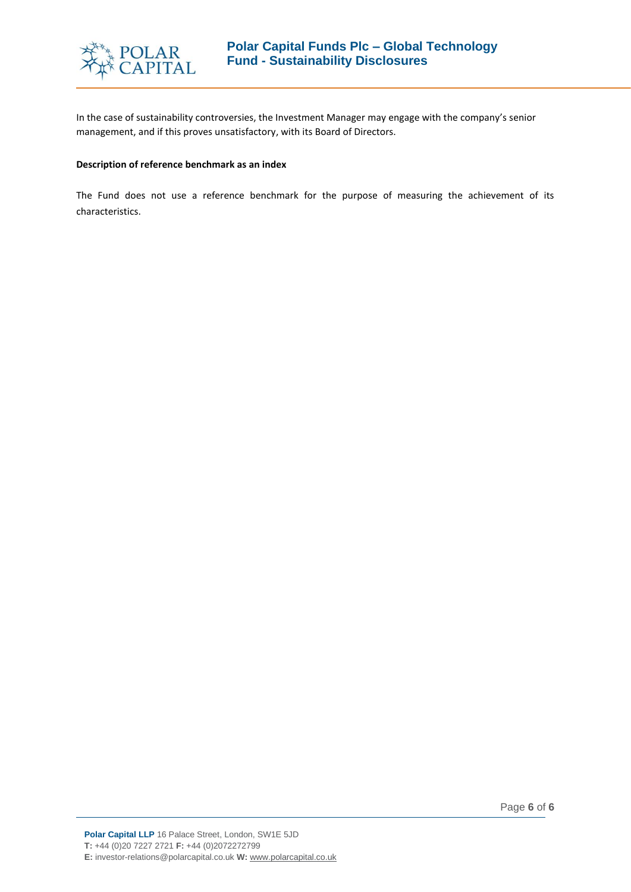In the case of sustainability controversies, the Investment Manager may engage with the company's senior management, and if this proves unsatisfactory, with its Board of Directors.

**Description of reference benchmark as an index**

The Fund does not use a reference benchmark for the purpose of measuring the achievement of its characteristics.